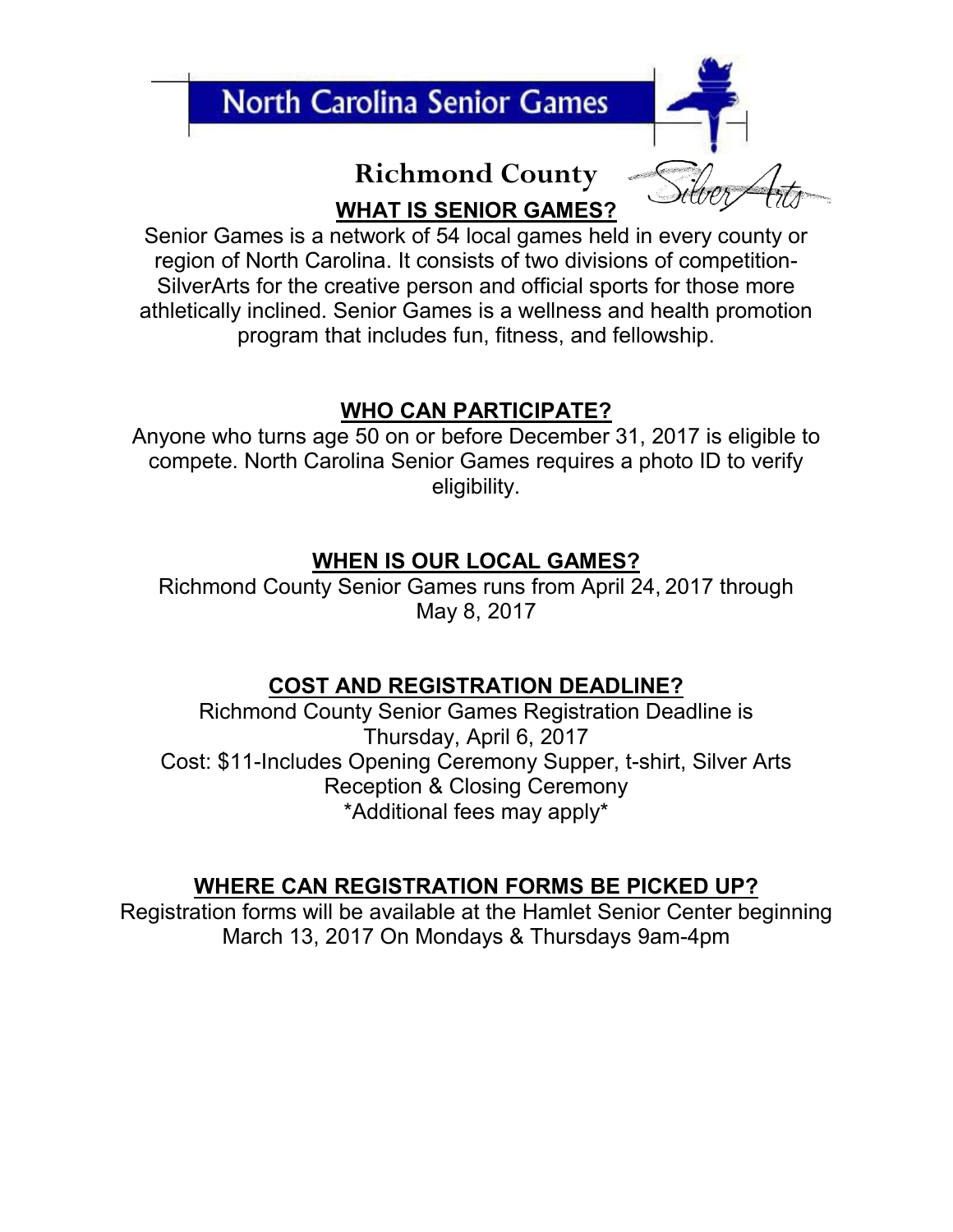# North Carolina Senior Games

## Richmond County

Silver Arts

### WHAT IS SENIOR GAMES?

Senior Games is a network of 54 local games held in every county or region of North Carolina. It consists of two divisions of competition-SilverArts for the creative person and official sports for those more athletically inclined. Senior Games is a wellness and health promotion program that includes fun, fitness, and fellowship.

### WHO CAN PARTICIPATE?

Anyone who turns age 50 on or before December 31, 2017 is eligible to compete. North Carolina Senior Games requires a photo ID to verify eligibility.

### WHEN IS OUR LOCAL GAMES?

Richmond County Senior Games runs from April 24, 2017 through May 8, 2017

### COST AND REGISTRATION DEADLINE?

Richmond County Senior Games Registration Deadline is Thursday, April 6, 2017

Cost: $11-Includes Opening Ceremony Supper, t-shirt, Silver Arts Reception & Closing Ceremony

*Additional fees may apply*

### WHERE CAN REGISTRATION FORMS BE PICKED UP?

Registration forms will be available at the Hamlet Senior Center beginning March 13, 2017 On Mondays & Thursdays 9am-4pm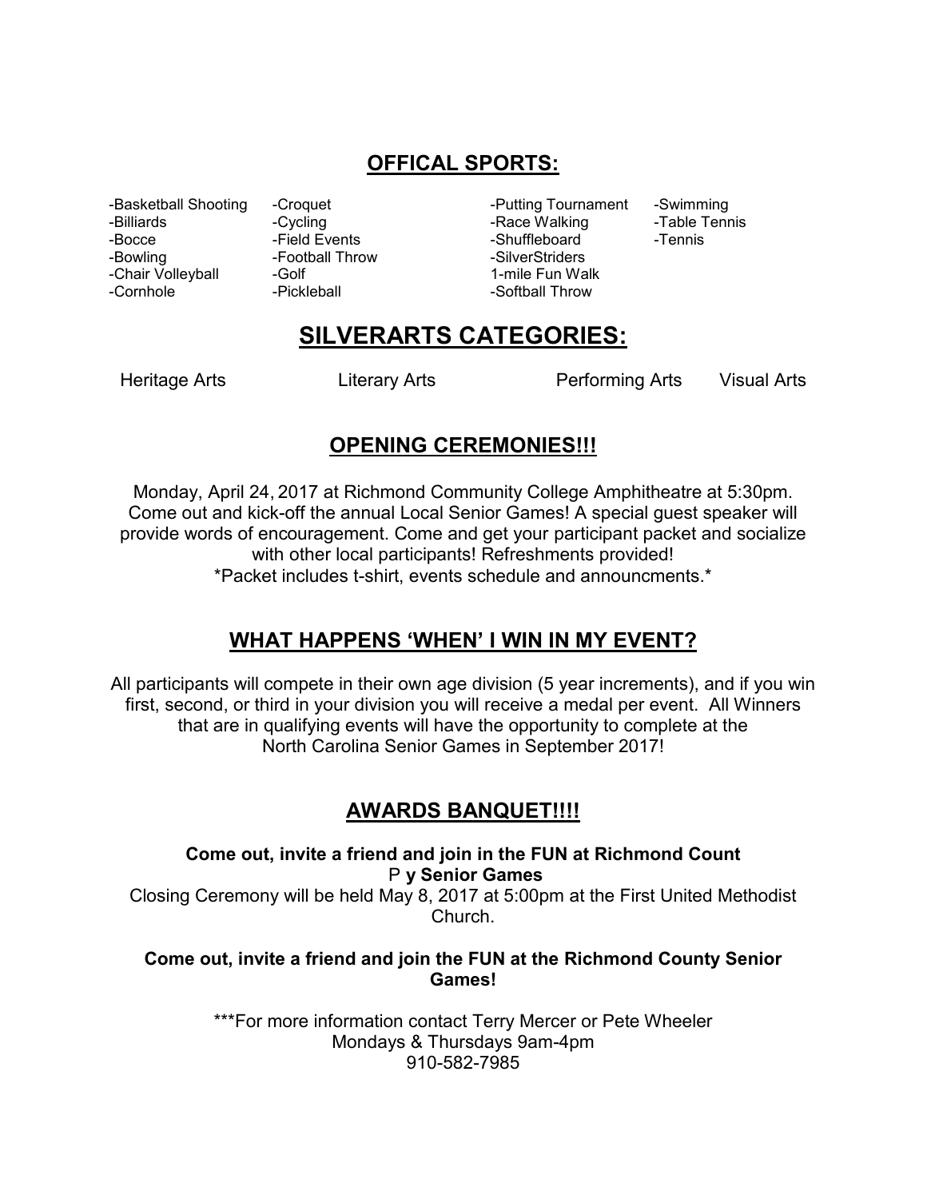## OFFICAL SPORTS:

- -Basketball Shooting
- -Billiards
- -Bocce
- -Bowling
- -Chair Volleyball
- -Cornhole
- -Croquet
- -Cycling
- -Field Events
- -Football Throw
- -Golf
- -Pickleball
- -Putting Tournament
- -Race Walking
- -Shuffleboard
- -SilverStriders 1-mile Fun Walk
- -Softball Throw
- -Swimming
- -Table Tennis
- -Tennis

# SILVERARTS CATEGORIES:

Heritage Arts | Literary Arts | Performing Arts | Visual Arts

## OPENING CEREMONIES!!!

Monday, April 24, 2017 at Richmond Community College Amphitheatre at 5:30pm. Come out and kick-off the annual Local Senior Games! A special guest speaker will provide words of encouragement. Come and get your participant packet and socialize with other local participants! Refreshments provided!

*Packet includes t-shirt, events schedule and announcments.*

## WHAT HAPPENS 'WHEN' I WIN IN MY EVENT?

All participants will compete in their own age division (5 year increments), and if you win first, second, or third in your division you will receive a medal per event. All Winners that are in qualifying events will have the opportunity to complete at the North Carolina Senior Games in September 2017!

## AWARDS BANQUET!!!!

**Come out, invite a friend and join in the FUN at Richmond Count P y Senior Games**

Closing Ceremony will be held May 8, 2017 at 5:00pm at the First United Methodist Church.

**Come out, invite a friend and join the FUN at the Richmond County Senior Games!**

***For more information contact Terry Mercer or Pete Wheeler
Mondays & Thursdays 9am-4pm
910-582-7985